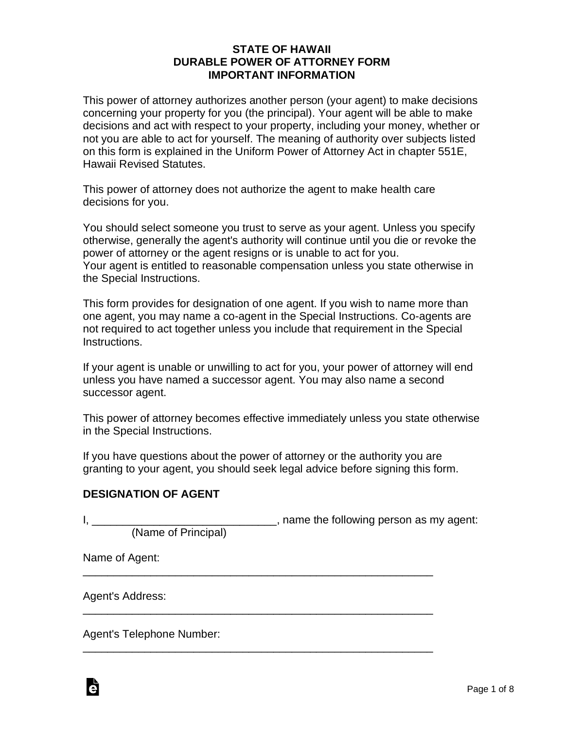# STATE OF HAWAII
# DURABLE POWER OF ATTORNEY FORM
# IMPORTANT INFORMATION

This power of attorney authorizes another person (your agent) to make decisions concerning your property for you (the principal). Your agent will be able to make decisions and act with respect to your property, including your money, whether or not you are able to act for yourself. The meaning of authority over subjects listed on this form is explained in the Uniform Power of Attorney Act in chapter 551E, Hawaii Revised Statutes.

This power of attorney does not authorize the agent to make health care decisions for you.

You should select someone you trust to serve as your agent. Unless you specify otherwise, generally the agent's authority will continue until you die or revoke the power of attorney or the agent resigns or is unable to act for you.
Your agent is entitled to reasonable compensation unless you state otherwise in the Special Instructions.

This form provides for designation of one agent. If you wish to name more than one agent, you may name a co-agent in the Special Instructions. Co-agents are not required to act together unless you include that requirement in the Special Instructions.

If your agent is unable or unwilling to act for you, your power of attorney will end unless you have named a successor agent. You may also name a second successor agent.

This power of attorney becomes effective immediately unless you state otherwise in the Special Instructions.

If you have questions about the power of attorney or the authority you are granting to your agent, you should seek legal advice before signing this form.

## DESIGNATION OF AGENT

I, ______________________________, name the following person as my agent:
(Name of Principal)

Name of Agent:
__________________________________________________________

Agent's Address:
__________________________________________________________

Agent's Telephone Number:
__________________________________________________________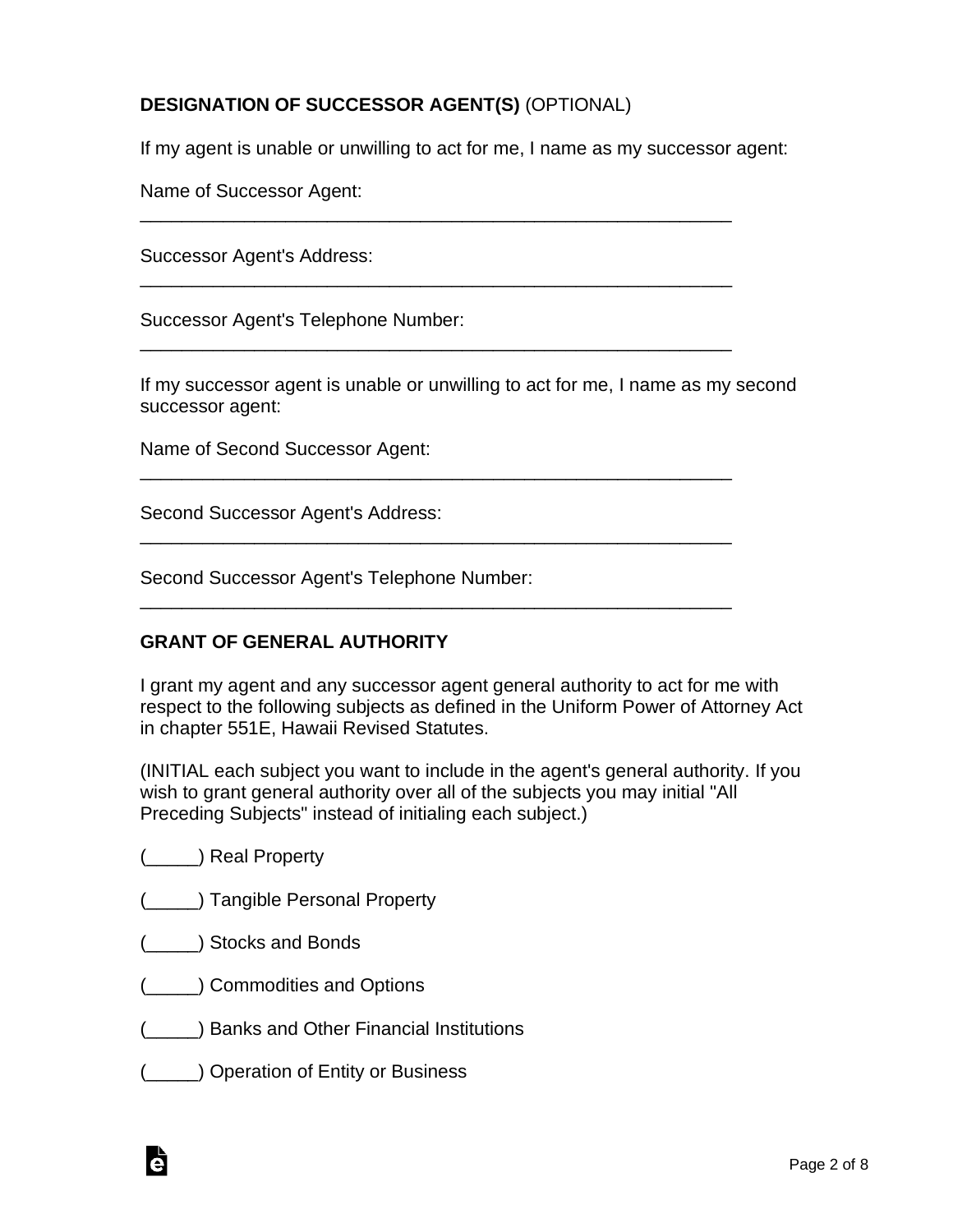**DESIGNATION OF SUCCESSOR AGENT(S)** (OPTIONAL)

If my agent is unable or unwilling to act for me, I name as my successor agent:

Name of Successor Agent:
\_\_\_\_\_\_\_\_\_\_\_\_\_\_\_\_\_\_\_\_\_\_\_\_\_\_\_\_\_\_\_\_\_\_\_\_\_\_\_\_\_\_\_\_\_\_\_\_\_\_\_\_\_\_\_\_

Successor Agent's Address:
\_\_\_\_\_\_\_\_\_\_\_\_\_\_\_\_\_\_\_\_\_\_\_\_\_\_\_\_\_\_\_\_\_\_\_\_\_\_\_\_\_\_\_\_\_\_\_\_\_\_\_\_\_\_\_\_

Successor Agent's Telephone Number:
\_\_\_\_\_\_\_\_\_\_\_\_\_\_\_\_\_\_\_\_\_\_\_\_\_\_\_\_\_\_\_\_\_\_\_\_\_\_\_\_\_\_\_\_\_\_\_\_\_\_\_\_\_\_\_\_

If my successor agent is unable or unwilling to act for me, I name as my second successor agent:

Name of Second Successor Agent:
\_\_\_\_\_\_\_\_\_\_\_\_\_\_\_\_\_\_\_\_\_\_\_\_\_\_\_\_\_\_\_\_\_\_\_\_\_\_\_\_\_\_\_\_\_\_\_\_\_\_\_\_\_\_\_\_

Second Successor Agent's Address:
\_\_\_\_\_\_\_\_\_\_\_\_\_\_\_\_\_\_\_\_\_\_\_\_\_\_\_\_\_\_\_\_\_\_\_\_\_\_\_\_\_\_\_\_\_\_\_\_\_\_\_\_\_\_\_\_

Second Successor Agent's Telephone Number:
\_\_\_\_\_\_\_\_\_\_\_\_\_\_\_\_\_\_\_\_\_\_\_\_\_\_\_\_\_\_\_\_\_\_\_\_\_\_\_\_\_\_\_\_\_\_\_\_\_\_\_\_\_\_\_\_

**GRANT OF GENERAL AUTHORITY**

I grant my agent and any successor agent general authority to act for me with respect to the following subjects as defined in the Uniform Power of Attorney Act in chapter 551E, Hawaii Revised Statutes.

(INITIAL each subject you want to include in the agent's general authority. If you wish to grant general authority over all of the subjects you may initial "All Preceding Subjects" instead of initialing each subject.)

(\_\_\_\_\_) Real Property

(\_\_\_\_\_) Tangible Personal Property

(\_\_\_\_\_) Stocks and Bonds

(\_\_\_\_\_) Commodities and Options

(\_\_\_\_\_) Banks and Other Financial Institutions

(\_\_\_\_\_) Operation of Entity or Business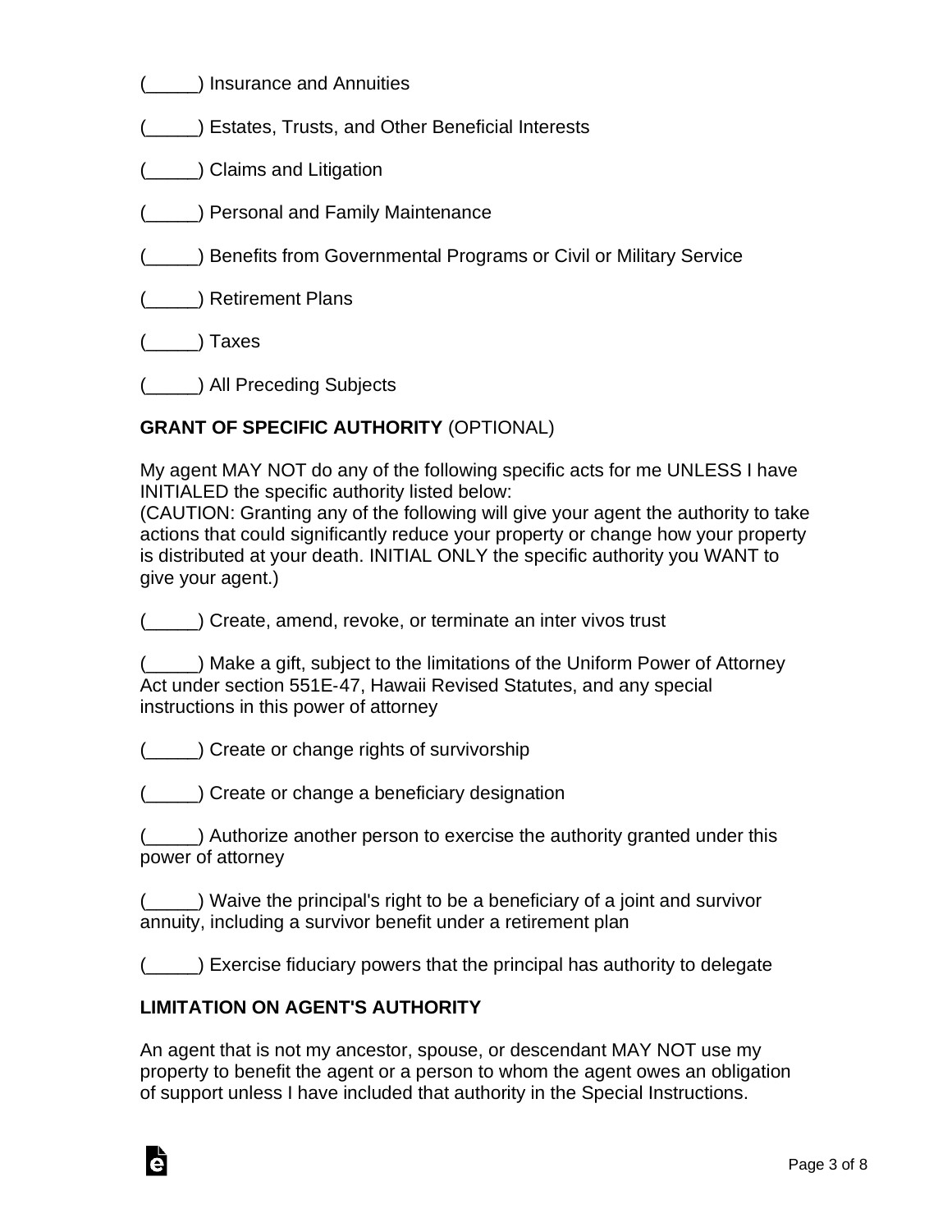(_____) Insurance and Annuities

(_____) Estates, Trusts, and Other Beneficial Interests

(_____) Claims and Litigation

(_____) Personal and Family Maintenance

(_____) Benefits from Governmental Programs or Civil or Military Service

(_____) Retirement Plans

(_____) Taxes

(_____) All Preceding Subjects

**GRANT OF SPECIFIC AUTHORITY** (OPTIONAL)

My agent MAY NOT do any of the following specific acts for me UNLESS I have INITIALED the specific authority listed below:
(CAUTION: Granting any of the following will give your agent the authority to take actions that could significantly reduce your property or change how your property is distributed at your death. INITIAL ONLY the specific authority you WANT to give your agent.)

(_____) Create, amend, revoke, or terminate an inter vivos trust

(_____) Make a gift, subject to the limitations of the Uniform Power of Attorney Act under section 551E-47, Hawaii Revised Statutes, and any special instructions in this power of attorney

(_____) Create or change rights of survivorship

(_____) Create or change a beneficiary designation

(_____) Authorize another person to exercise the authority granted under this power of attorney

(_____) Waive the principal's right to be a beneficiary of a joint and survivor annuity, including a survivor benefit under a retirement plan

(_____) Exercise fiduciary powers that the principal has authority to delegate

**LIMITATION ON AGENT'S AUTHORITY**

An agent that is not my ancestor, spouse, or descendant MAY NOT use my property to benefit the agent or a person to whom the agent owes an obligation of support unless I have included that authority in the Special Instructions.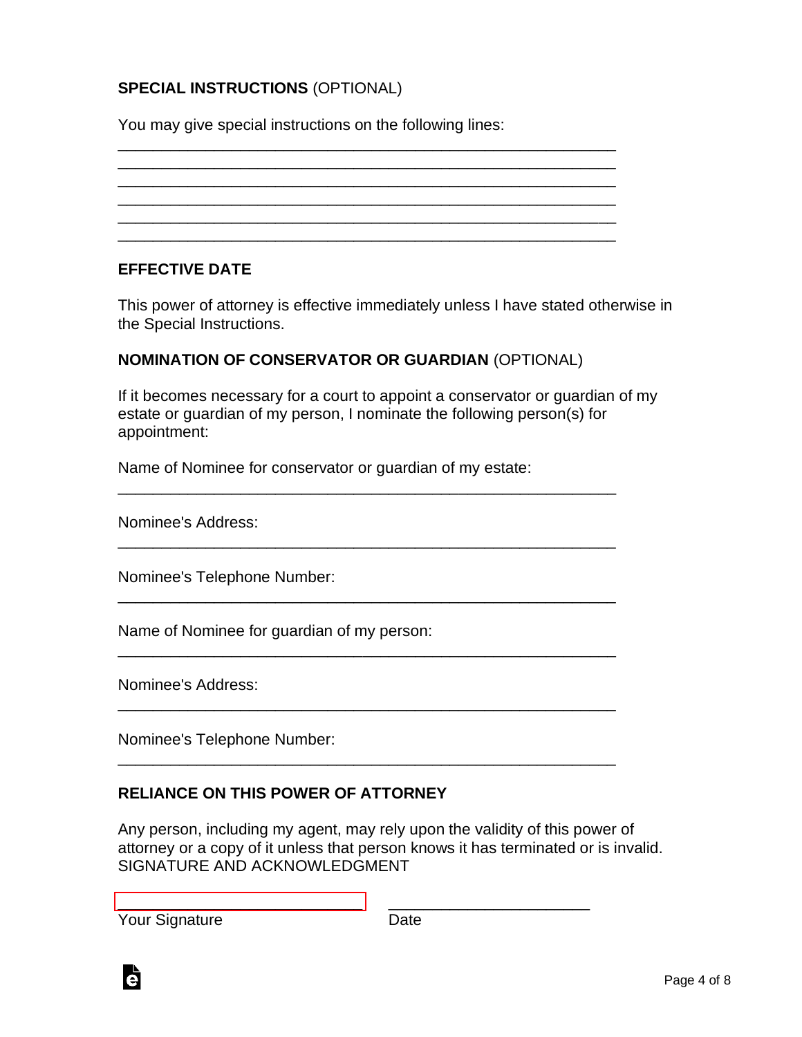**SPECIAL INSTRUCTIONS** (OPTIONAL)

You may give special instructions on the following lines:

\_\_\_\_\_\_\_\_\_\_\_\_\_\_\_\_\_\_\_\_\_\_\_\_\_\_\_\_\_\_\_\_\_\_\_\_\_\_\_\_\_\_\_\_\_\_\_\_\_\_\_\_\_\_\_\_\_\_
\_\_\_\_\_\_\_\_\_\_\_\_\_\_\_\_\_\_\_\_\_\_\_\_\_\_\_\_\_\_\_\_\_\_\_\_\_\_\_\_\_\_\_\_\_\_\_\_\_\_\_\_\_\_\_\_\_\_
\_\_\_\_\_\_\_\_\_\_\_\_\_\_\_\_\_\_\_\_\_\_\_\_\_\_\_\_\_\_\_\_\_\_\_\_\_\_\_\_\_\_\_\_\_\_\_\_\_\_\_\_\_\_\_\_\_\_
\_\_\_\_\_\_\_\_\_\_\_\_\_\_\_\_\_\_\_\_\_\_\_\_\_\_\_\_\_\_\_\_\_\_\_\_\_\_\_\_\_\_\_\_\_\_\_\_\_\_\_\_\_\_\_\_\_\_
\_\_\_\_\_\_\_\_\_\_\_\_\_\_\_\_\_\_\_\_\_\_\_\_\_\_\_\_\_\_\_\_\_\_\_\_\_\_\_\_\_\_\_\_\_\_\_\_\_\_\_\_\_\_\_\_\_\_
\_\_\_\_\_\_\_\_\_\_\_\_\_\_\_\_\_\_\_\_\_\_\_\_\_\_\_\_\_\_\_\_\_\_\_\_\_\_\_\_\_\_\_\_\_\_\_\_\_\_\_\_\_\_\_\_\_\_

**EFFECTIVE DATE**

This power of attorney is effective immediately unless I have stated otherwise in the Special Instructions.

**NOMINATION OF CONSERVATOR OR GUARDIAN** (OPTIONAL)

If it becomes necessary for a court to appoint a conservator or guardian of my estate or guardian of my person, I nominate the following person(s) for appointment:

Name of Nominee for conservator or guardian of my estate:

\_\_\_\_\_\_\_\_\_\_\_\_\_\_\_\_\_\_\_\_\_\_\_\_\_\_\_\_\_\_\_\_\_\_\_\_\_\_\_\_\_\_\_\_\_\_\_\_\_\_\_\_\_\_\_\_\_\_

Nominee's Address:

\_\_\_\_\_\_\_\_\_\_\_\_\_\_\_\_\_\_\_\_\_\_\_\_\_\_\_\_\_\_\_\_\_\_\_\_\_\_\_\_\_\_\_\_\_\_\_\_\_\_\_\_\_\_\_\_\_\_

Nominee's Telephone Number:

\_\_\_\_\_\_\_\_\_\_\_\_\_\_\_\_\_\_\_\_\_\_\_\_\_\_\_\_\_\_\_\_\_\_\_\_\_\_\_\_\_\_\_\_\_\_\_\_\_\_\_\_\_\_\_\_\_\_

Name of Nominee for guardian of my person:

\_\_\_\_\_\_\_\_\_\_\_\_\_\_\_\_\_\_\_\_\_\_\_\_\_\_\_\_\_\_\_\_\_\_\_\_\_\_\_\_\_\_\_\_\_\_\_\_\_\_\_\_\_\_\_\_\_\_

Nominee's Address:

\_\_\_\_\_\_\_\_\_\_\_\_\_\_\_\_\_\_\_\_\_\_\_\_\_\_\_\_\_\_\_\_\_\_\_\_\_\_\_\_\_\_\_\_\_\_\_\_\_\_\_\_\_\_\_\_\_\_

Nominee's Telephone Number:

\_\_\_\_\_\_\_\_\_\_\_\_\_\_\_\_\_\_\_\_\_\_\_\_\_\_\_\_\_\_\_\_\_\_\_\_\_\_\_\_\_\_\_\_\_\_\_\_\_\_\_\_\_\_\_\_\_\_

**RELIANCE ON THIS POWER OF ATTORNEY**

Any person, including my agent, may rely upon the validity of this power of attorney or a copy of it unless that person knows it has terminated or is invalid.
SIGNATURE AND ACKNOWLEDGMENT

\_\_\_\_\_\_\_\_\_\_\_\_\_\_\_\_\_\_\_\_\_\_\_\_\_\_\_\_\_\_ \_\_\_\_\_\_\_\_\_\_\_\_\_\_\_\_\_\_\_\_\_\_\_\_
Your Signature Date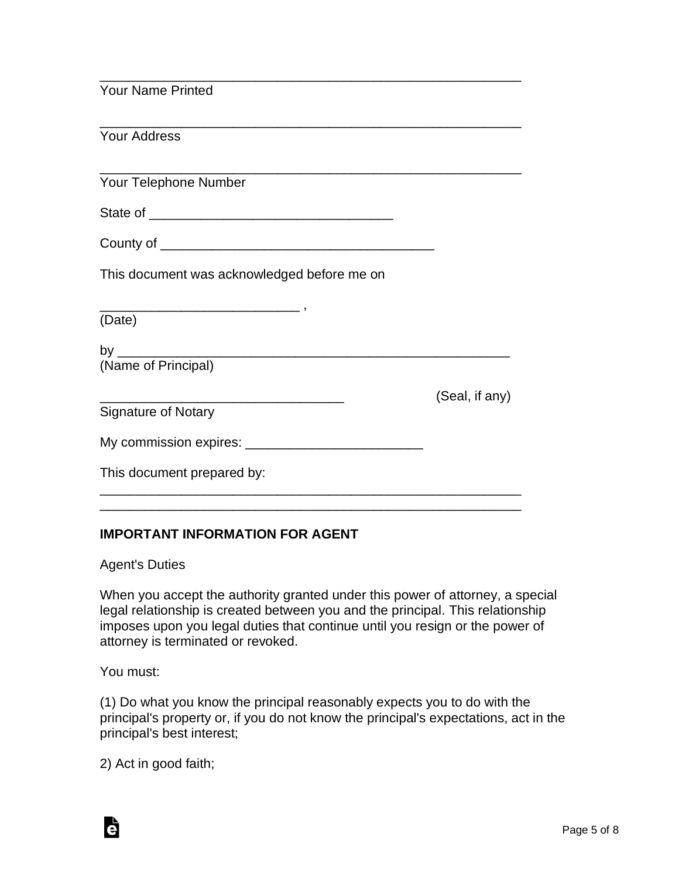\_\_\_\_\_\_\_\_\_\_\_\_\_\_\_\_\_\_\_\_\_\_\_\_\_\_\_\_\_\_\_\_\_\_\_\_\_\_\_\_\_\_\_\_\_\_\_\_\_\_\_\_\_\_\_\_
Your Name Printed

\_\_\_\_\_\_\_\_\_\_\_\_\_\_\_\_\_\_\_\_\_\_\_\_\_\_\_\_\_\_\_\_\_\_\_\_\_\_\_\_\_\_\_\_\_\_\_\_\_\_\_\_\_\_\_\_
Your Address

\_\_\_\_\_\_\_\_\_\_\_\_\_\_\_\_\_\_\_\_\_\_\_\_\_\_\_\_\_\_\_\_\_\_\_\_\_\_\_\_\_\_\_\_\_\_\_\_\_\_\_\_\_\_\_\_
Your Telephone Number

State of \_\_\_\_\_\_\_\_\_\_\_\_\_\_\_\_\_\_\_\_\_\_\_\_\_\_\_\_\_\_\_\_\_\_

County of \_\_\_\_\_\_\_\_\_\_\_\_\_\_\_\_\_\_\_\_\_\_\_\_\_\_\_\_\_\_\_\_\_\_\_\_\_\_

This document was acknowledged before me on

\_\_\_\_\_\_\_\_\_\_\_\_\_\_\_\_\_\_\_\_\_\_\_\_\_\_\_ ,
(Date)

by \_\_\_\_\_\_\_\_\_\_\_\_\_\_\_\_\_\_\_\_\_\_\_\_\_\_\_\_\_\_\_\_\_\_\_\_\_\_\_\_\_\_\_\_\_\_\_\_\_\_\_\_\_
(Name of Principal)

\_\_\_\_\_\_\_\_\_\_\_\_\_\_\_\_\_\_\_\_\_\_\_\_\_\_\_\_\_\_\_\_\_\_ (Seal, if any)
Signature of Notary

My commission expires: \_\_\_\_\_\_\_\_\_\_\_\_\_\_\_\_\_\_\_\_\_\_\_\_\_

This document prepared by:
\_\_\_\_\_\_\_\_\_\_\_\_\_\_\_\_\_\_\_\_\_\_\_\_\_\_\_\_\_\_\_\_\_\_\_\_\_\_\_\_\_\_\_\_\_\_\_\_\_\_\_\_\_\_\_\_
\_\_\_\_\_\_\_\_\_\_\_\_\_\_\_\_\_\_\_\_\_\_\_\_\_\_\_\_\_\_\_\_\_\_\_\_\_\_\_\_\_\_\_\_\_\_\_\_\_\_\_\_\_\_\_\_

**IMPORTANT INFORMATION FOR AGENT**

Agent's Duties

When you accept the authority granted under this power of attorney, a special legal relationship is created between you and the principal. This relationship imposes upon you legal duties that continue until you resign or the power of attorney is terminated or revoked.

You must:

(1) Do what you know the principal reasonably expects you to do with the principal's property or, if you do not know the principal's expectations, act in the principal's best interest;

2) Act in good faith;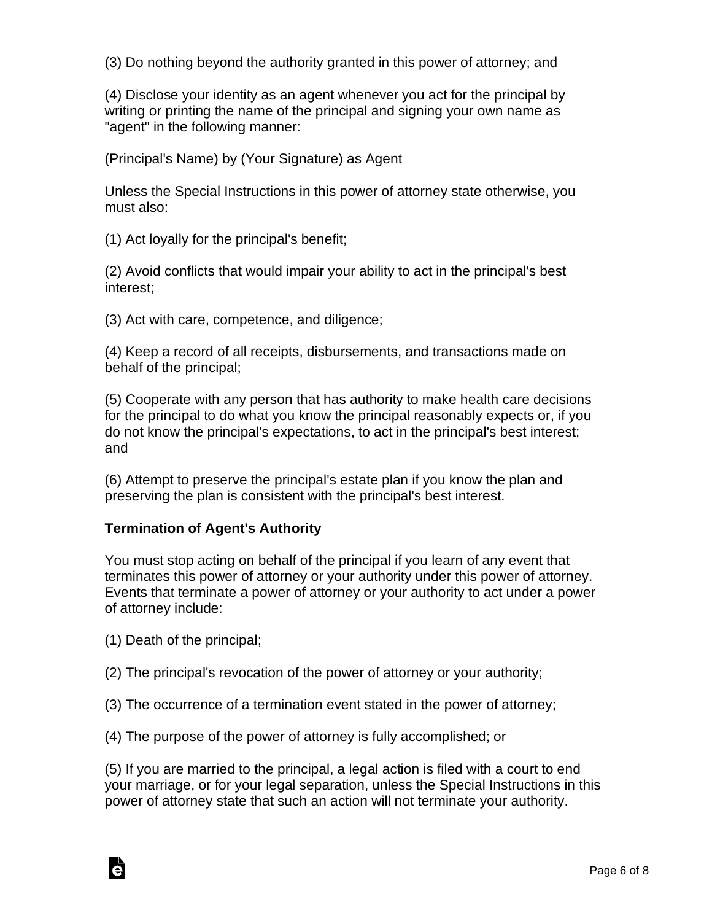(3) Do nothing beyond the authority granted in this power of attorney; and

(4) Disclose your identity as an agent whenever you act for the principal by writing or printing the name of the principal and signing your own name as "agent" in the following manner:

(Principal's Name) by (Your Signature) as Agent

Unless the Special Instructions in this power of attorney state otherwise, you must also:

(1) Act loyally for the principal's benefit;

(2) Avoid conflicts that would impair your ability to act in the principal's best interest;

(3) Act with care, competence, and diligence;

(4) Keep a record of all receipts, disbursements, and transactions made on behalf of the principal;

(5) Cooperate with any person that has authority to make health care decisions for the principal to do what you know the principal reasonably expects or, if you do not know the principal's expectations, to act in the principal's best interest; and

(6) Attempt to preserve the principal's estate plan if you know the plan and preserving the plan is consistent with the principal's best interest.

**Termination of Agent's Authority**

You must stop acting on behalf of the principal if you learn of any event that terminates this power of attorney or your authority under this power of attorney. Events that terminate a power of attorney or your authority to act under a power of attorney include:

(1) Death of the principal;

(2) The principal's revocation of the power of attorney or your authority;

(3) The occurrence of a termination event stated in the power of attorney;

(4) The purpose of the power of attorney is fully accomplished; or

(5) If you are married to the principal, a legal action is filed with a court to end your marriage, or for your legal separation, unless the Special Instructions in this power of attorney state that such an action will not terminate your authority.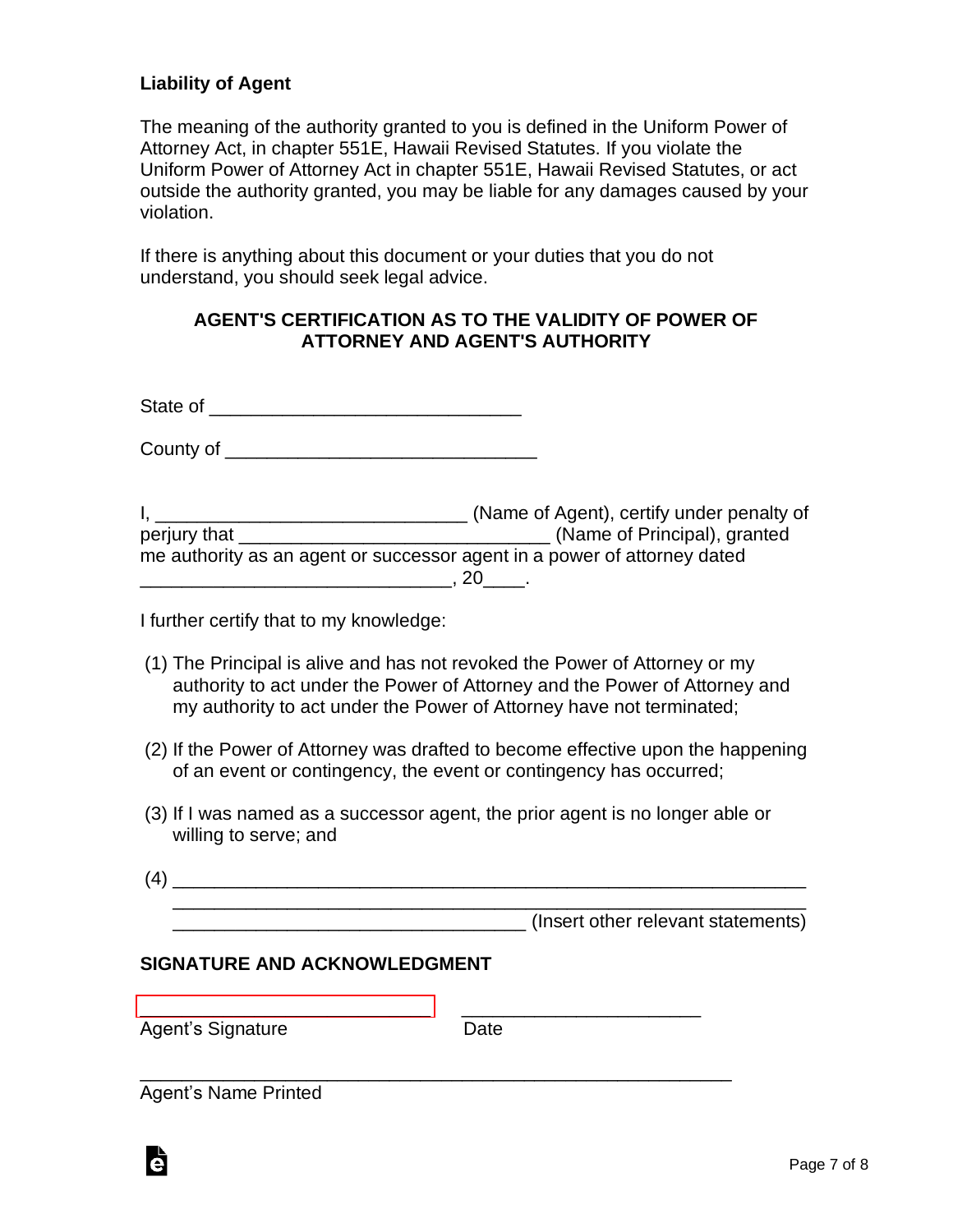**Liability of Agent**

The meaning of the authority granted to you is defined in the Uniform Power of Attorney Act, in chapter 551E, Hawaii Revised Statutes. If you violate the Uniform Power of Attorney Act in chapter 551E, Hawaii Revised Statutes, or act outside the authority granted, you may be liable for any damages caused by your violation.

If there is anything about this document or your duties that you do not understand, you should seek legal advice.

**AGENT'S CERTIFICATION AS TO THE VALIDITY OF POWER OF ATTORNEY AND AGENT'S AUTHORITY**

State of ______________________________

County of ______________________________

I, ______________________________ (Name of Agent), certify under penalty of perjury that ______________________________ (Name of Principal), granted me authority as an agent or successor agent in a power of attorney dated ______________________________, 20____.

I further certify that to my knowledge:

(1) The Principal is alive and has not revoked the Power of Attorney or my authority to act under the Power of Attorney and the Power of Attorney and my authority to act under the Power of Attorney have not terminated;

(2) If the Power of Attorney was drafted to become effective upon the happening of an event or contingency, the event or contingency has occurred;

(3) If I was named as a successor agent, the prior agent is no longer able or willing to serve; and

(4) ______________________________________________________________
______________________________________________________________
__________________________________ (Insert other relevant statements)

**SIGNATURE AND ACKNOWLEDGMENT**

______________________________ ______________________
Agent's Signature Date

______________________________________________________________
Agent's Name Printed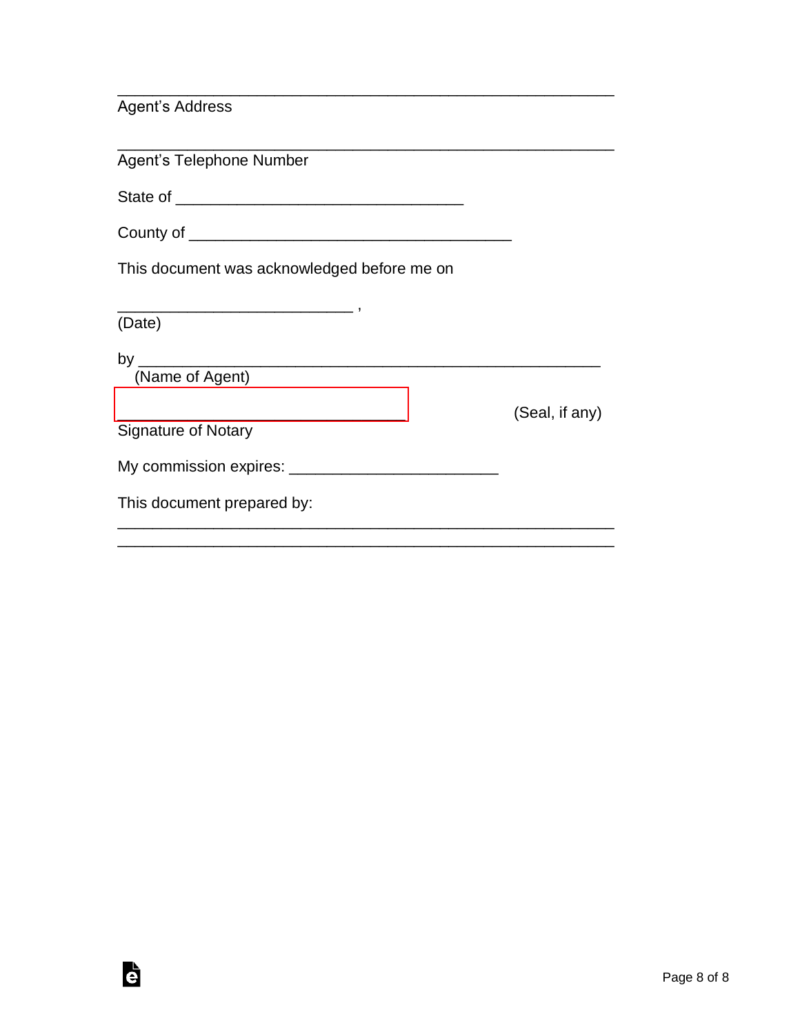\_\_\_\_\_\_\_\_\_\_\_\_\_\_\_\_\_\_\_\_\_\_\_\_\_\_\_\_\_\_\_\_\_\_\_\_\_\_\_\_\_\_\_\_\_\_\_\_\_\_
Agent's Address

\_\_\_\_\_\_\_\_\_\_\_\_\_\_\_\_\_\_\_\_\_\_\_\_\_\_\_\_\_\_\_\_\_\_\_\_\_\_\_\_\_\_\_\_\_\_\_\_\_\_
Agent's Telephone Number

State of \_\_\_\_\_\_\_\_\_\_\_\_\_\_\_\_\_\_\_\_\_\_\_\_\_\_\_\_\_\_\_\_

County of \_\_\_\_\_\_\_\_\_\_\_\_\_\_\_\_\_\_\_\_\_\_\_\_\_\_\_\_\_\_\_\_\_\_\_\_

This document was acknowledged before me on

\_\_\_\_\_\_\_\_\_\_\_\_\_\_\_\_\_\_\_\_\_\_\_\_\_\_ ,
(Date)

by \_\_\_\_\_\_\_\_\_\_\_\_\_\_\_\_\_\_\_\_\_\_\_\_\_\_\_\_\_\_\_\_\_\_\_\_\_\_\_\_\_\_\_\_\_\_\_\_\_\_
(Name of Agent)

\_\_\_\_\_\_\_\_\_\_\_\_\_\_\_\_\_\_\_\_\_\_\_\_\_\_\_\_\_\_\_\_ (Seal, if any)
Signature of Notary

My commission expires: \_\_\_\_\_\_\_\_\_\_\_\_\_\_\_\_\_\_\_\_\_\_\_

This document prepared by:
\_\_\_\_\_\_\_\_\_\_\_\_\_\_\_\_\_\_\_\_\_\_\_\_\_\_\_\_\_\_\_\_\_\_\_\_\_\_\_\_\_\_\_\_\_\_\_\_\_\_
\_\_\_\_\_\_\_\_\_\_\_\_\_\_\_\_\_\_\_\_\_\_\_\_\_\_\_\_\_\_\_\_\_\_\_\_\_\_\_\_\_\_\_\_\_\_\_\_\_\_